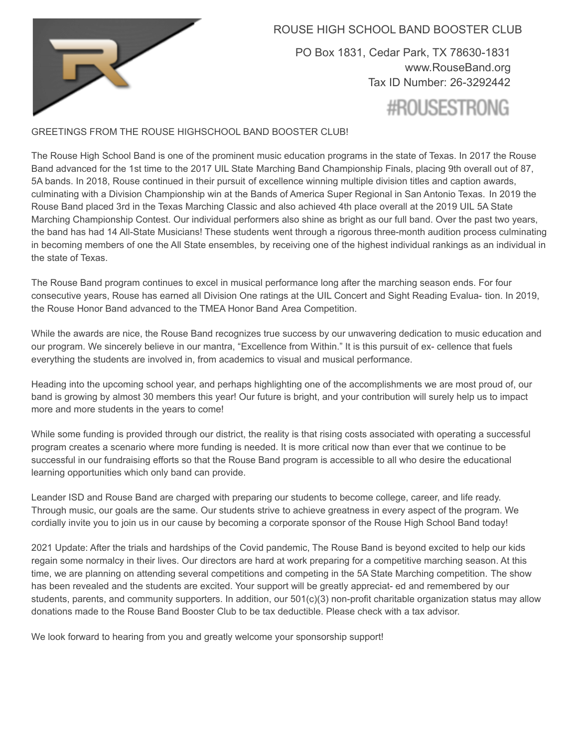# ROUSE HIGH SCHOOL BAND BOOSTER CLUB

PO Box 1831, Cedar Park, TX 78630-1831
www.RouseBand.org
Tax ID Number: 26-3292442

#ROUSESTRONG

GREETINGS FROM THE ROUSE HIGHSCHOOL BAND BOOSTER CLUB!

The Rouse High School Band is one of the prominent music education programs in the state of Texas. In 2017 the Rouse Band advanced for the 1st time to the 2017 UIL State Marching Band Championship Finals, placing 9th overall out of 87, 5A bands. In 2018, Rouse continued in their pursuit of excellence winning multiple division titles and caption awards, culminating with a Division Championship win at the Bands of America Super Regional in San Antonio Texas. In 2019 the Rouse Band placed 3rd in the Texas Marching Classic and also achieved 4th place overall at the 2019 UIL 5A State Marching Championship Contest. Our individual performers also shine as bright as our full band. Over the past two years, the band has had 14 All-State Musicians! These students went through a rigorous three-month audition process culminating in becoming members of one the All State ensembles, by receiving one of the highest individual rankings as an individual in the state of Texas.

The Rouse Band program continues to excel in musical performance long after the marching season ends. For four consecutive years, Rouse has earned all Division One ratings at the UIL Concert and Sight Reading Evalua- tion. In 2019, the Rouse Honor Band advanced to the TMEA Honor Band Area Competition.

While the awards are nice, the Rouse Band recognizes true success by our unwavering dedication to music education and our program. We sincerely believe in our mantra, "Excellence from Within." It is this pursuit of ex- cellence that fuels everything the students are involved in, from academics to visual and musical performance.

Heading into the upcoming school year, and perhaps highlighting one of the accomplishments we are most proud of, our band is growing by almost 30 members this year! Our future is bright, and your contribution will surely help us to impact more and more students in the years to come!

While some funding is provided through our district, the reality is that rising costs associated with operating a successful program creates a scenario where more funding is needed. It is more critical now than ever that we continue to be successful in our fundraising efforts so that the Rouse Band program is accessible to all who desire the educational learning opportunities which only band can provide.

Leander ISD and Rouse Band are charged with preparing our students to become college, career, and life ready. Through music, our goals are the same. Our students strive to achieve greatness in every aspect of the program. We cordially invite you to join us in our cause by becoming a corporate sponsor of the Rouse High School Band today!

2021 Update: After the trials and hardships of the Covid pandemic, The Rouse Band is beyond excited to help our kids regain some normalcy in their lives. Our directors are hard at work preparing for a competitive marching season. At this time, we are planning on attending several competitions and competing in the 5A State Marching competition. The show has been revealed and the students are excited. Your support will be greatly appreciat- ed and remembered by our students, parents, and community supporters. In addition, our 501(c)(3) non-profit charitable organization status may allow donations made to the Rouse Band Booster Club to be tax deductible. Please check with a tax advisor.

We look forward to hearing from you and greatly welcome your sponsorship support!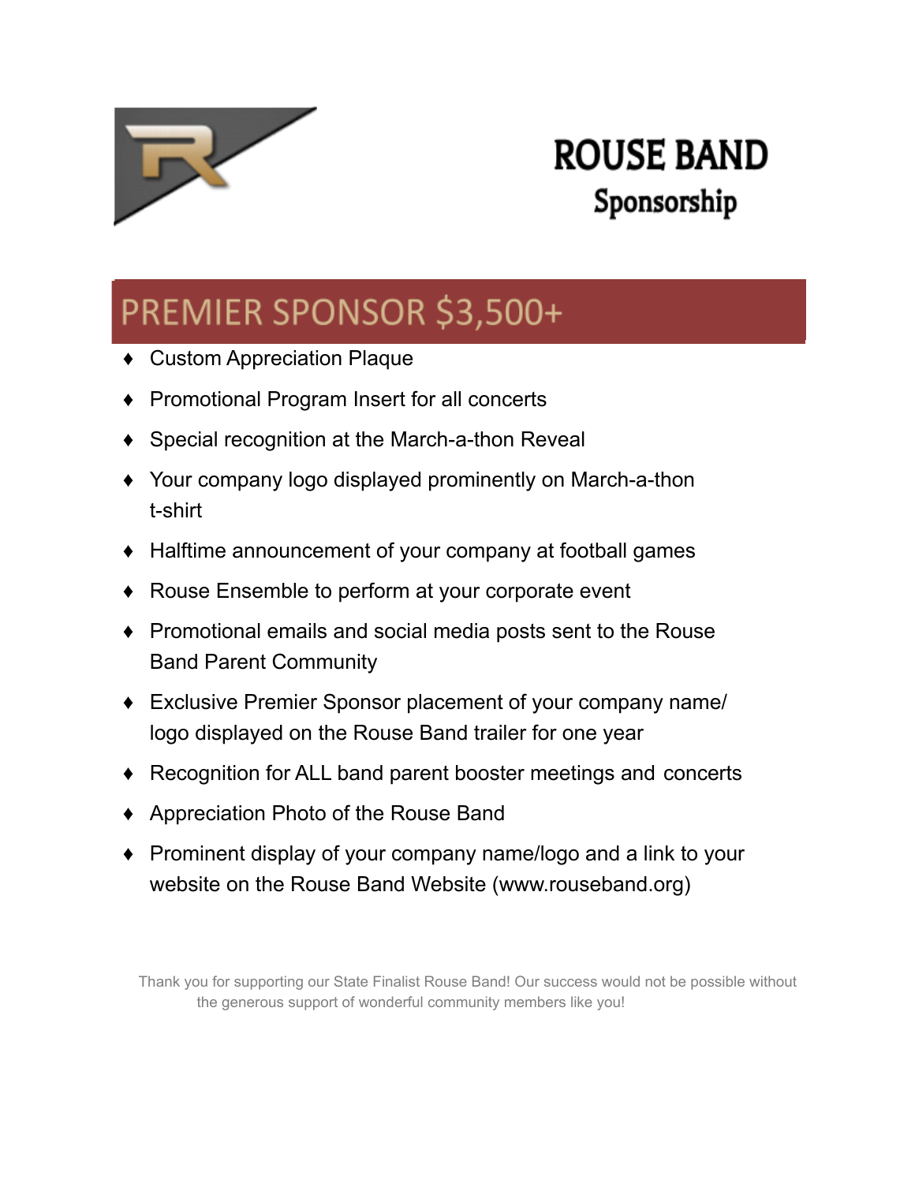# ROUSE BAND

## Sponsorship

## PREMIER SPONSOR $3,500+

- Custom Appreciation Plaque
- Promotional Program Insert for all concerts
- Special recognition at the March-a-thon Reveal
- Your company logo displayed prominently on March-a-thon t-shirt
- Halftime announcement of your company at football games
- Rouse Ensemble to perform at your corporate event
- Promotional emails and social media posts sent to the Rouse Band Parent Community
- Exclusive Premier Sponsor placement of your company name/ logo displayed on the Rouse Band trailer for one year
- Recognition for ALL band parent booster meetings and concerts
- Appreciation Photo of the Rouse Band
- Prominent display of your company name/logo and a link to your website on the Rouse Band Website (www.rouseband.org)

Thank you for supporting our State Finalist Rouse Band! Our success would not be possible without the generous support of wonderful community members like you!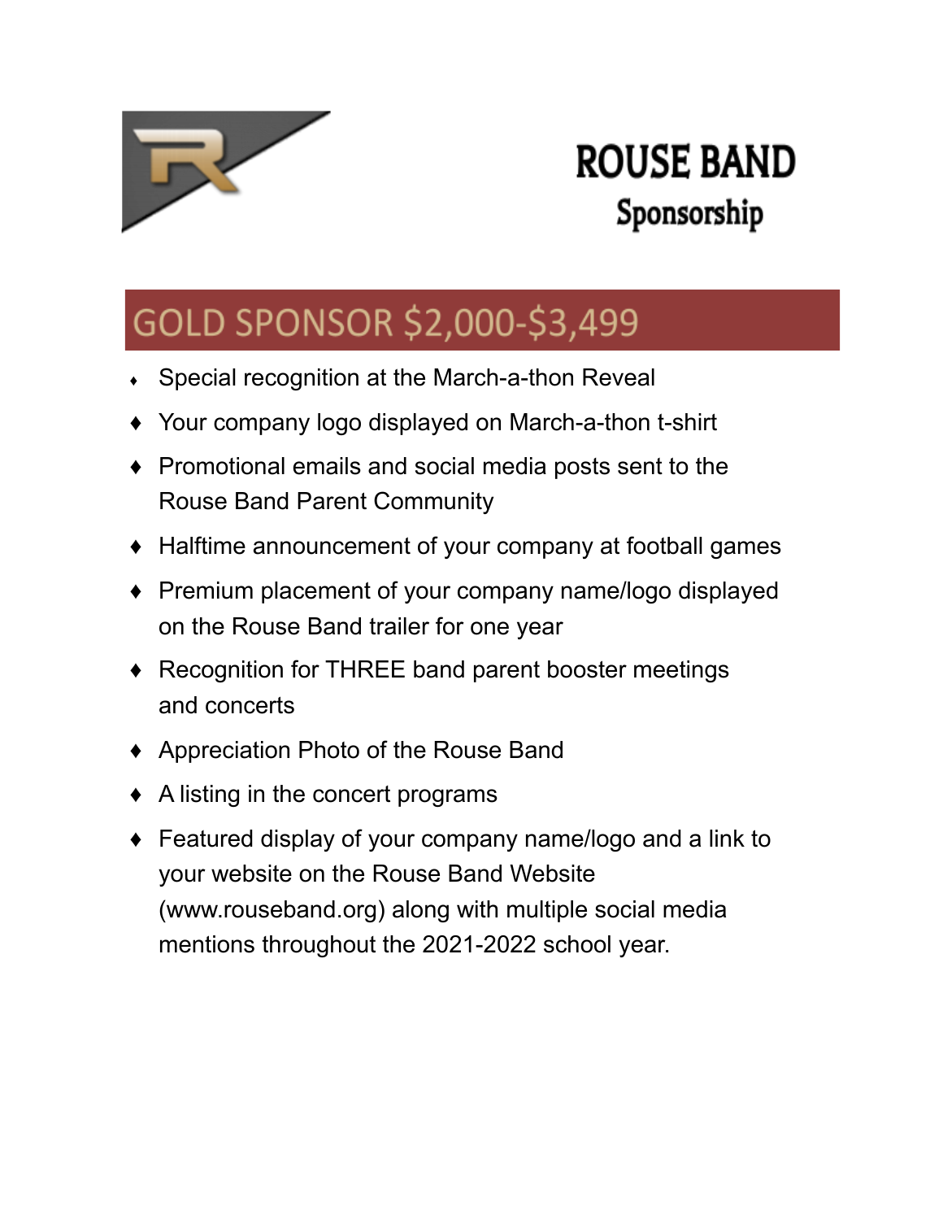# ROUSE BAND

## Sponsorship

## GOLD SPONSOR $2,000-$3,499

- Special recognition at the March-a-thon Reveal
- Your company logo displayed on March-a-thon t-shirt
- Promotional emails and social media posts sent to the Rouse Band Parent Community
- Halftime announcement of your company at football games
- Premium placement of your company name/logo displayed on the Rouse Band trailer for one year
- Recognition for THREE band parent booster meetings and concerts
- Appreciation Photo of the Rouse Band
- A listing in the concert programs
- Featured display of your company name/logo and a link to your website on the Rouse Band Website (www.rouseband.org) along with multiple social media mentions throughout the 2021-2022 school year.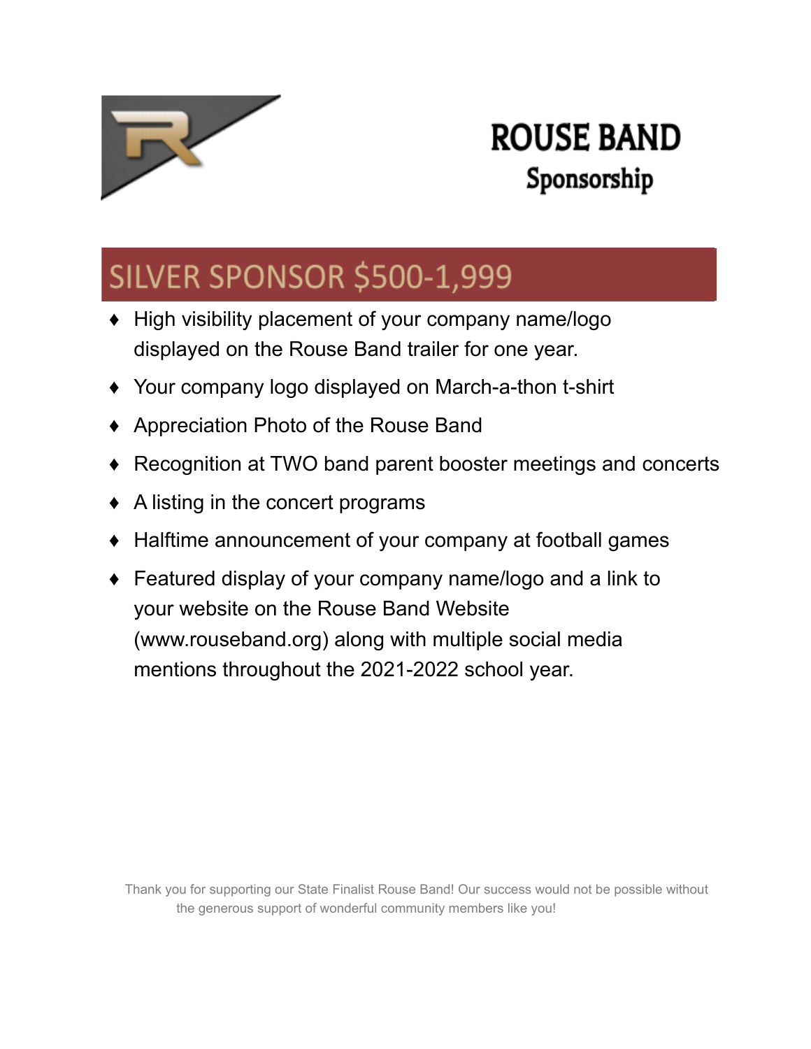# ROUSE BAND

## Sponsorship

## SILVER SPONSOR $500-1,999

- High visibility placement of your company name/logo displayed on the Rouse Band trailer for one year.
- Your company logo displayed on March-a-thon t-shirt
- Appreciation Photo of the Rouse Band
- Recognition at TWO band parent booster meetings and concerts
- A listing in the concert programs
- Halftime announcement of your company at football games
- Featured display of your company name/logo and a link to your website on the Rouse Band Website (www.rouseband.org) along with multiple social media mentions throughout the 2021-2022 school year.

Thank you for supporting our State Finalist Rouse Band! Our success would not be possible without the generous support of wonderful community members like you!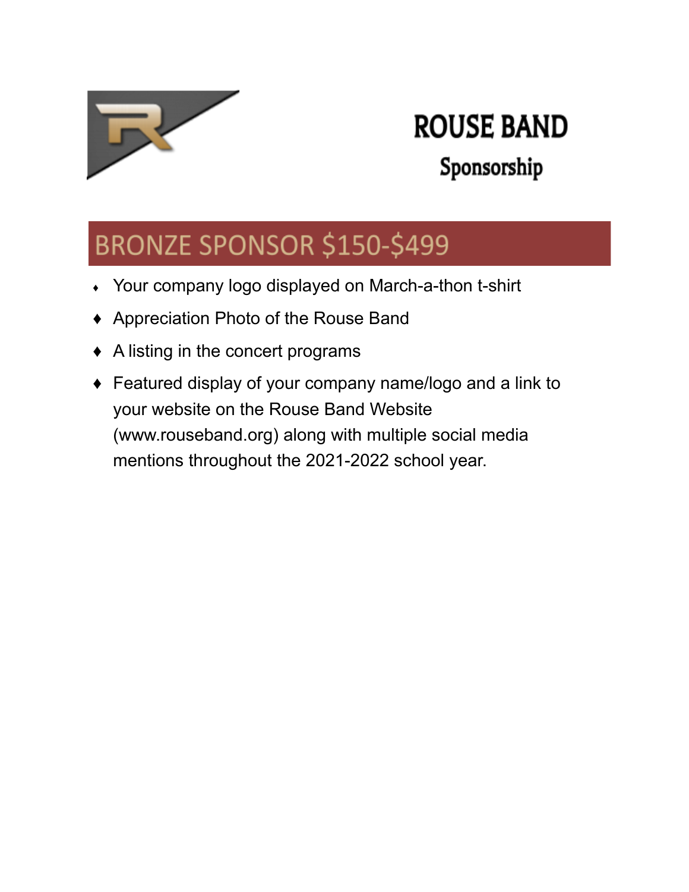# ROUSE BAND

## Sponsorship

## BRONZE SPONSOR $150-$499

- Your company logo displayed on March-a-thon t-shirt
- Appreciation Photo of the Rouse Band
- A listing in the concert programs
- Featured display of your company name/logo and a link to your website on the Rouse Band Website (www.rouseband.org) along with multiple social media mentions throughout the 2021-2022 school year.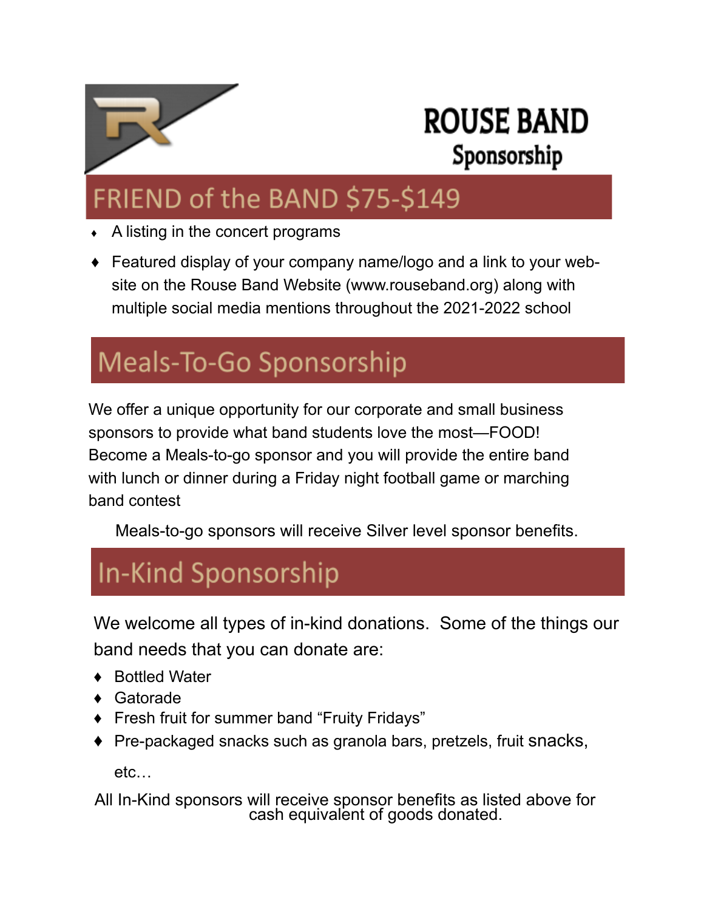# ROUSE BAND

## Sponsorship

## FRIEND of the BAND $75-$149

- A listing in the concert programs
- Featured display of your company name/logo and a link to your web-site on the Rouse Band Website (www.rouseband.org) along with multiple social media mentions throughout the 2021-2022 school

## Meals-To-Go Sponsorship

We offer a unique opportunity for our corporate and small business sponsors to provide what band students love the most—FOOD! Become a Meals-to-go sponsor and you will provide the entire band with lunch or dinner during a Friday night football game or marching band contest

Meals-to-go sponsors will receive Silver level sponsor benefits.

## In-Kind Sponsorship

We welcome all types of in-kind donations. Some of the things our band needs that you can donate are:

- Bottled Water
- Gatorade
- Fresh fruit for summer band "Fruity Fridays"
- Pre-packaged snacks such as granola bars, pretzels, fruit snacks, etc…

All In-Kind sponsors will receive sponsor benefits as listed above for cash equivalent of goods donated.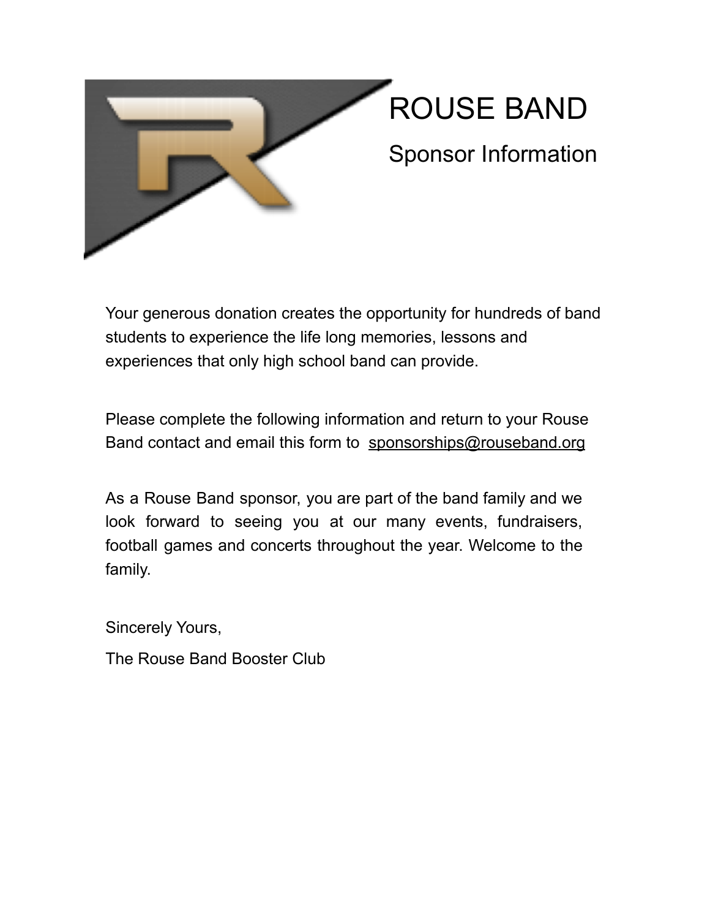# ROUSE BAND

## Sponsor Information

Your generous donation creates the opportunity for hundreds of band students to experience the life long memories, lessons and experiences that only high school band can provide.

Please complete the following information and return to your Rouse Band contact and email this form to sponsorships@rouseband.org

As a Rouse Band sponsor, you are part of the band family and we look forward to seeing you at our many events, fundraisers, football games and concerts throughout the year. Welcome to the family.

Sincerely Yours,

The Rouse Band Booster Club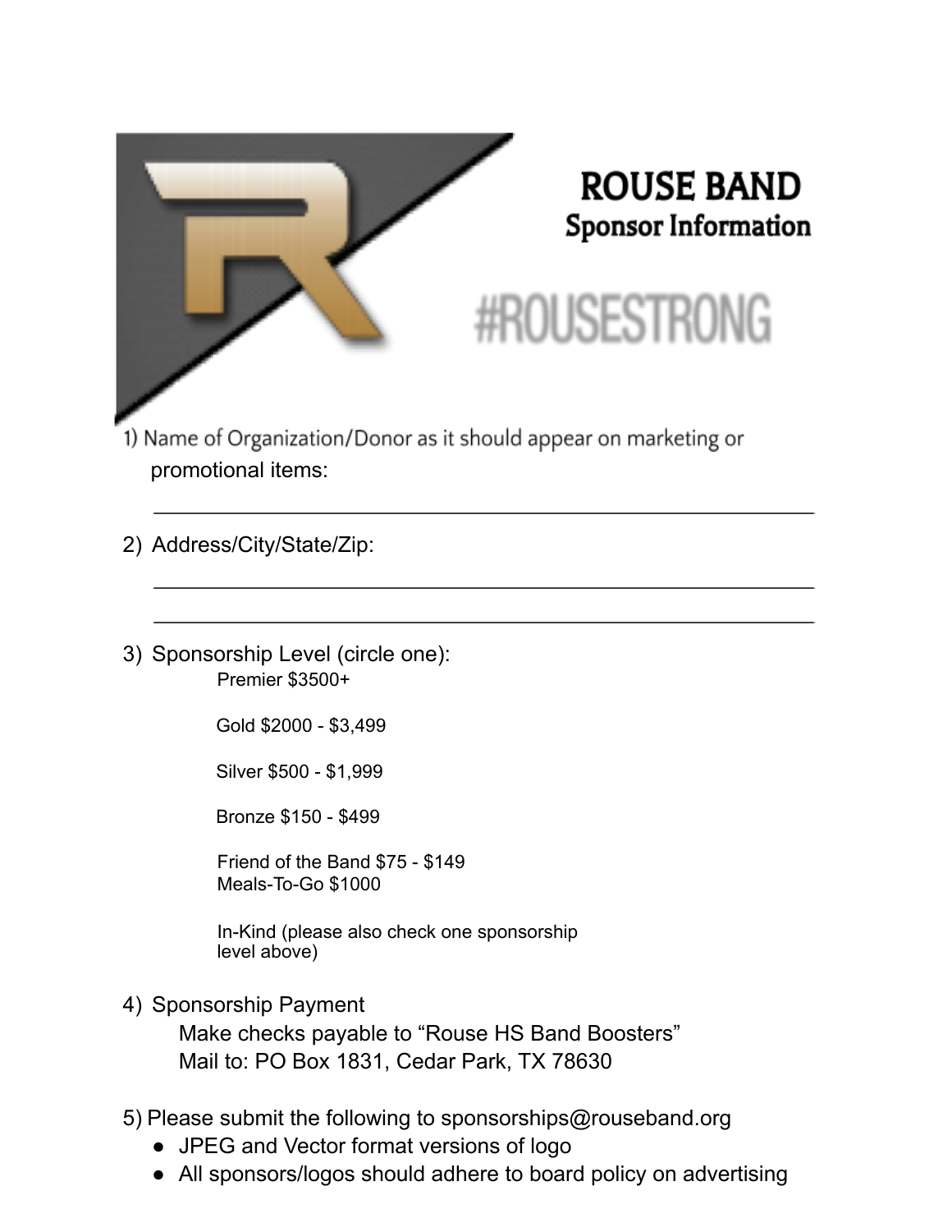# ROUSE BAND
## Sponsor Information

#ROUSESTRONG

1) Name of Organization/Donor as it should appear on marketing or promotional items:

\_\_\_\_\_\_\_\_\_\_\_\_\_\_\_\_\_\_\_\_\_\_\_\_\_\_\_\_\_\_\_\_\_\_\_\_\_\_\_\_\_\_\_\_\_\_\_\_\_\_\_\_\_\_\_\_

2) Address/City/State/Zip:

\_\_\_\_\_\_\_\_\_\_\_\_\_\_\_\_\_\_\_\_\_\_\_\_\_\_\_\_\_\_\_\_\_\_\_\_\_\_\_\_\_\_\_\_\_\_\_\_\_\_\_\_\_\_\_\_

\_\_\_\_\_\_\_\_\_\_\_\_\_\_\_\_\_\_\_\_\_\_\_\_\_\_\_\_\_\_\_\_\_\_\_\_\_\_\_\_\_\_\_\_\_\_\_\_\_\_\_\_\_\_\_\_

3) Sponsorship Level (circle one):

   Premier $3500+

   Gold $2000 - $3,499

   Silver $500 - $1,999

   Bronze $150 - $499

   Friend of the Band $75 - $149
   Meals-To-Go $1000

   In-Kind (please also check one sponsorship level above)

4) Sponsorship Payment
   Make checks payable to “Rouse HS Band Boosters”
   Mail to: PO Box 1831, Cedar Park, TX 78630

5) Please submit the following to sponsorships@rouseband.org
   - JPEG and Vector format versions of logo
   - All sponsors/logos should adhere to board policy on advertising